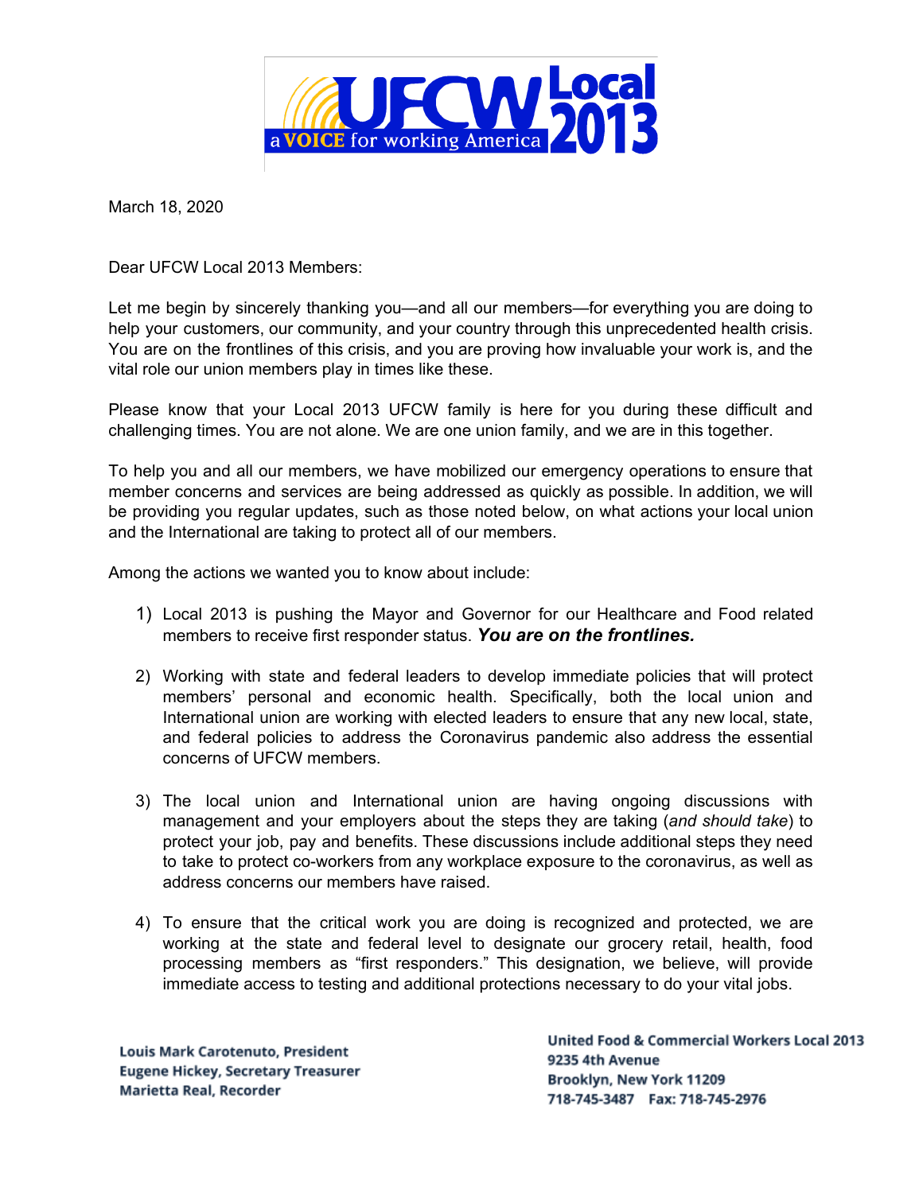UFCW Local 2013 — a VOICE for working America

March 18, 2020

Dear UFCW Local 2013 Members:

Let me begin by sincerely thanking you—and all our members—for everything you are doing to help your customers, our community, and your country through this unprecedented health crisis. You are on the frontlines of this crisis, and you are proving how invaluable your work is, and the vital role our union members play in times like these.

Please know that your Local 2013 UFCW family is here for you during these difficult and challenging times. You are not alone. We are one union family, and we are in this together.

To help you and all our members, we have mobilized our emergency operations to ensure that member concerns and services are being addressed as quickly as possible. In addition, we will be providing you regular updates, such as those noted below, on what actions your local union and the International are taking to protect all of our members.

Among the actions we wanted you to know about include:

1) Local 2013 is pushing the Mayor and Governor for our Healthcare and Food related members to receive first responder status. ***You are on the frontlines.***

2) Working with state and federal leaders to develop immediate policies that will protect members' personal and economic health. Specifically, both the local union and International union are working with elected leaders to ensure that any new local, state, and federal policies to address the Coronavirus pandemic also address the essential concerns of UFCW members.

3) The local union and International union are having ongoing discussions with management and your employers about the steps they are taking (*and should take*) to protect your job, pay and benefits. These discussions include additional steps they need to take to protect co-workers from any workplace exposure to the coronavirus, as well as address concerns our members have raised.

4) To ensure that the critical work you are doing is recognized and protected, we are working at the state and federal level to designate our grocery retail, health, food processing members as "first responders." This designation, we believe, will provide immediate access to testing and additional protections necessary to do your vital jobs.

**Louis Mark Carotenuto, President**
**Eugene Hickey, Secretary Treasurer**
**Marietta Real, Recorder**

**United Food & Commercial Workers Local 2013**
**9235 4th Avenue**
**Brooklyn, New York 11209**
**718-745-3487 Fax: 718-745-2976**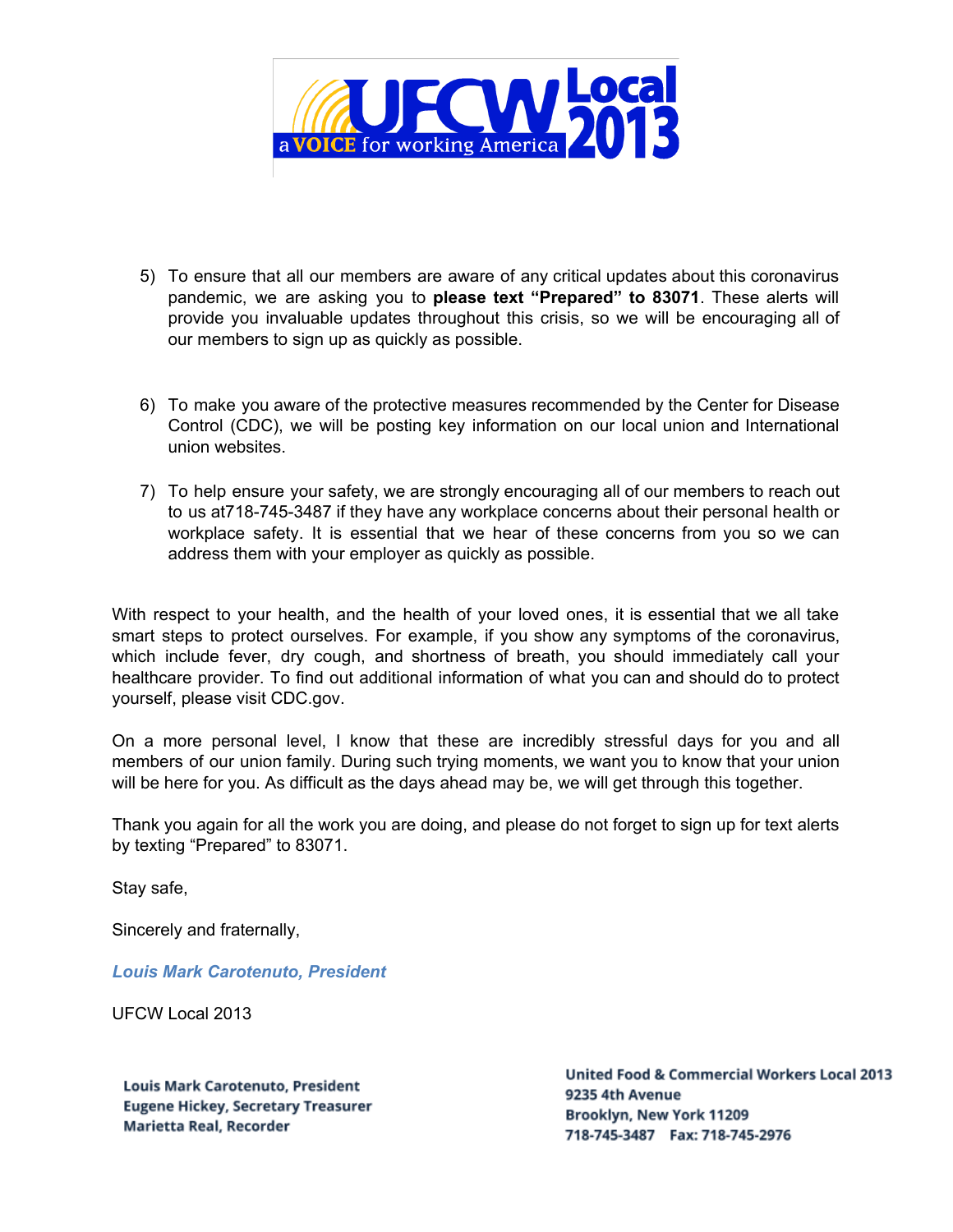5) To ensure that all our members are aware of any critical updates about this coronavirus pandemic, we are asking you to **please text "Prepared" to 83071**. These alerts will provide you invaluable updates throughout this crisis, so we will be encouraging all of our members to sign up as quickly as possible.

6) To make you aware of the protective measures recommended by the Center for Disease Control (CDC), we will be posting key information on our local union and International union websites.

7) To help ensure your safety, we are strongly encouraging all of our members to reach out to us at718-745-3487 if they have any workplace concerns about their personal health or workplace safety. It is essential that we hear of these concerns from you so we can address them with your employer as quickly as possible.

With respect to your health, and the health of your loved ones, it is essential that we all take smart steps to protect ourselves. For example, if you show any symptoms of the coronavirus, which include fever, dry cough, and shortness of breath, you should immediately call your healthcare provider. To find out additional information of what you can and should do to protect yourself, please visit CDC.gov.

On a more personal level, I know that these are incredibly stressful days for you and all members of our union family. During such trying moments, we want you to know that your union will be here for you. As difficult as the days ahead may be, we will get through this together.

Thank you again for all the work you are doing, and please do not forget to sign up for text alerts by texting "Prepared" to 83071.

Stay safe,

Sincerely and fraternally,

***Louis Mark Carotenuto, President***

UFCW Local 2013

**Louis Mark Carotenuto, President**
**Eugene Hickey, Secretary Treasurer**
**Marietta Real, Recorder**

**United Food & Commercial Workers Local 2013**
**9235 4th Avenue**
**Brooklyn, New York 11209**
**718-745-3487 Fax: 718-745-2976**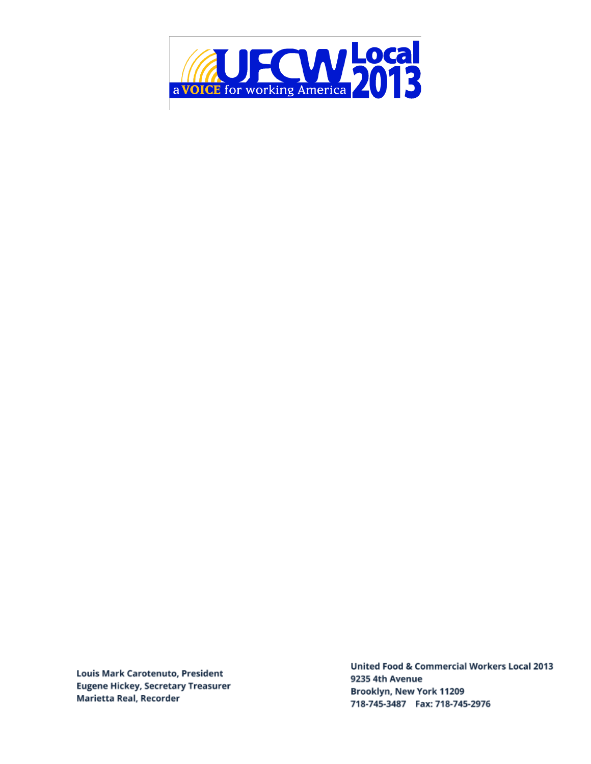UFCW Local 2013

a VOICE for working America

Louis Mark Carotenuto, President
Eugene Hickey, Secretary Treasurer
Marietta Real, Recorder

United Food & Commercial Workers Local 2013
9235 4th Avenue
Brooklyn, New York 11209
718-745-3487 Fax: 718-745-2976